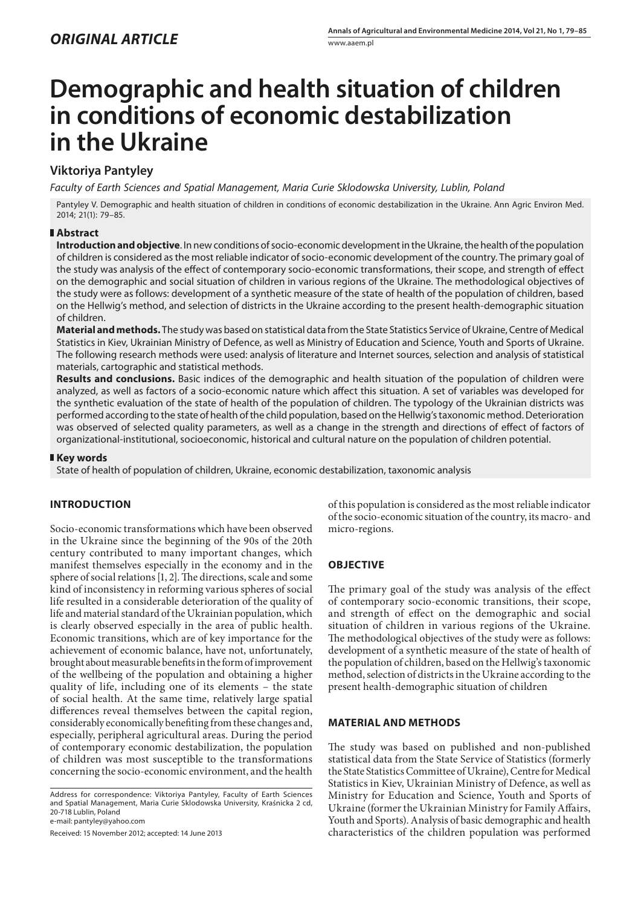## *ORIGINAL ARTICLE*

# Demographic and health situation of children in conditions of economic destabilization in the Ukraine

## Viktoriya Pantyley

*Faculty of Earth Sciences and Spatial Management, Maria Curie Sklodowska University, Lublin, Poland*

Pantyley V. Demographic and health situation of children in conditions of economic destabilization in the Ukraine. Ann Agric Environ Med. 2014; 21(1): 79–85.

### Abstract

**Introduction and objective**. In new conditions of socio-economic development in the Ukraine, the health of the population of children is considered as the most reliable indicator of socio-economic development of the country. The primary goal of the study was analysis of the effect of contemporary socio-economic transformations, their scope, and strength of effect on the demographic and social situation of children in various regions of the Ukraine. The methodological objectives of the study were as follows: development of a synthetic measure of the state of health of the population of children, based on the Hellwig's method, and selection of districts in the Ukraine according to the present health-demographic situation of children.

**Material and methods.** The study was based on statistical data from the State Statistics Service of Ukraine, Centre of Medical Statistics in Kiev, Ukrainian Ministry of Defence, as well as Ministry of Education and Science, Youth and Sports of Ukraine. The following research methods were used: analysis of literature and Internet sources, selection and analysis of statistical materials, cartographic and statistical methods.

**Results and conclusions.** Basic indices of the demographic and health situation of the population of children were analyzed, as well as factors of a socio-economic nature which affect this situation. A set of variables was developed for the synthetic evaluation of the state of health of the population of children. The typology of the Ukrainian districts was performed according to the state of health of the child population, based on the Hellwig's taxonomic method. Deterioration was observed of selected quality parameters, as well as a change in the strength and directions of effect of factors of organizational-institutional, socioeconomic, historical and cultural nature on the population of children potential.

### Key words

State of health of population of children, Ukraine, economic destabilization, taxonomic analysis

## INTRODUCTION

Socio-economic transformations which have been observed in the Ukraine since the beginning of the 90s of the 20th century contributed to many important changes, which manifest themselves especially in the economy and in the sphere of social relations [1, 2]. The directions, scale and some kind of inconsistency in reforming various spheres of social life resulted in a considerable deterioration of the quality of life and material standard of the Ukrainian population, which is clearly observed especially in the area of public health. Economic transitions, which are of key importance for the achievement of economic balance, have not, unfortunately, brought about measurable benefits in the form of improvement of the wellbeing of the population and obtaining a higher quality of life, including one of its elements – the state of social health. At the same time, relatively large spatial differences reveal themselves between the capital region, considerably economically benefiting from these changes and, especially, peripheral agricultural areas. During the period of contemporary economic destabilization, the population of children was most susceptible to the transformations concerning the socio-economic environment, and the health of this population is considered as the most reliable indicator of the socio-economic situation of the country, its macro- and micro-regions.

## OBJECTIVE

The primary goal of the study was analysis of the effect of contemporary socio-economic transitions, their scope, and strength of effect on the demographic and social situation of children in various regions of the Ukraine. The methodological objectives of the study were as follows: development of a synthetic measure of the state of health of the population of children, based on the Hellwig's taxonomic method, selection of districts in the Ukraine according to the present health-demographic situation of children

## MATERIAL AND METHODS

The study was based on published and non-published statistical data from the State Service of Statistics (formerly the State Statistics Committee of Ukraine), Centre for Medical Statistics in Kiev, Ukrainian Ministry of Defence, as well as Ministry for Education and Science, Youth and Sports of Ukraine (former the Ukrainian Ministry for Family Affairs, Youth and Sports). Analysis of basic demographic and health characteristics of the children population was performed

Address for correspondence: Viktoriya Pantyley, Faculty of Earth Sciences and Spatial Management, Maria Curie Sklodowska University, Kraśnicka 2 cd, 20-718 Lublin, Poland
e-mail: pantyley@yahoo.com

Received: 15 November 2012; accepted: 14 June 2013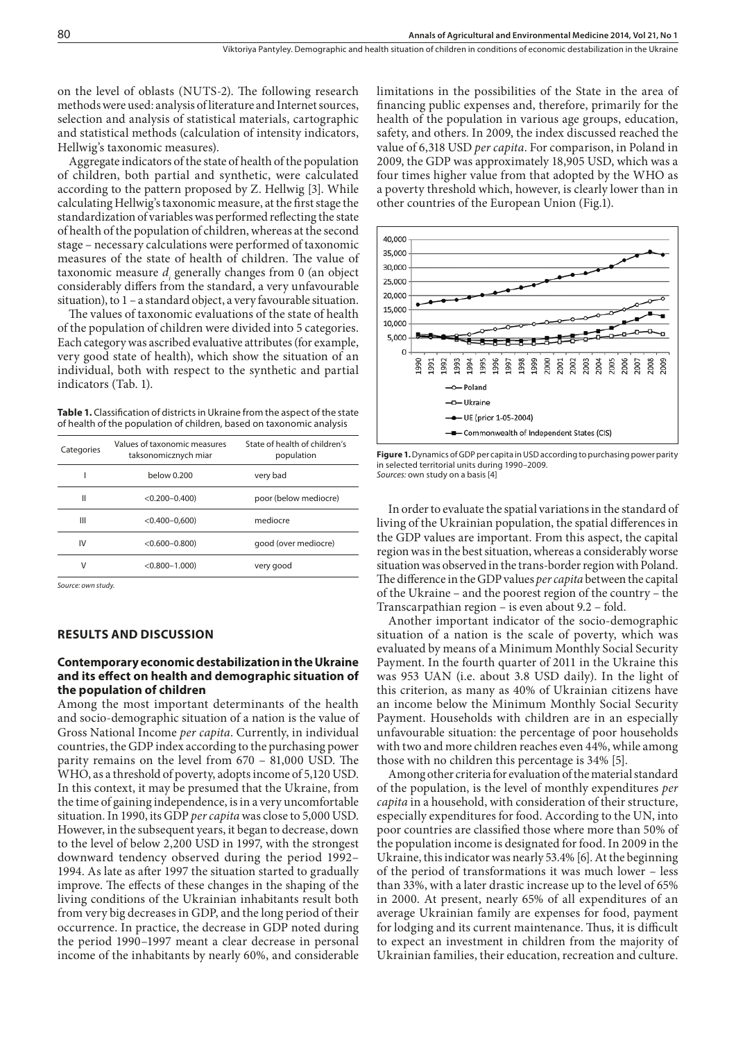on the level of oblasts (NUTS-2). The following research methods were used: analysis of literature and Internet sources, selection and analysis of statistical materials, cartographic and statistical methods (calculation of intensity indicators, Hellwig's taxonomic measures).

Aggregate indicators of the state of health of the population of children, both partial and synthetic, were calculated according to the pattern proposed by Z. Hellwig [3]. While calculating Hellwig's taxonomic measure, at the first stage the standardization of variables was performed reflecting the state of health of the population of children, whereas at the second stage – necessary calculations were performed of taxonomic measures of the state of health of children. The value of taxonomic measure $d_i$ generally changes from 0 (an object considerably differs from the standard, a very unfavourable situation), to 1 – a standard object, a very favourable situation.

The values of taxonomic evaluations of the state of health of the population of children were divided into 5 categories. Each category was ascribed evaluative attributes (for example, very good state of health), which show the situation of an individual, both with respect to the synthetic and partial indicators (Tab. 1).

**Table 1.** Classification of districts in Ukraine from the aspect of the state of health of the population of children, based on taxonomic analysis

| Categories | Values of taxonomic measures taksonomicznych miar | State of health of children's population |
|---|---|---|
| I | below 0.200 | very bad |
| II | <0.200–0.400) | poor (below mediocre) |
| III | <0.400–0,600) | mediocre |
| IV | <0.600–0.800) | good (over mediocre) |
| V | <0.800–1.000) | very good |

*Source: own study.*

## RESULTS AND DISCUSSION

### Contemporary economic destabilization in the Ukraine and its effect on health and demographic situation of the population of children

Among the most important determinants of the health and socio-demographic situation of a nation is the value of Gross National Income *per capita*. Currently, in individual countries, the GDP index according to the purchasing power parity remains on the level from 670 – 81,000 USD. The WHO, as a threshold of poverty, adopts income of 5,120 USD. In this context, it may be presumed that the Ukraine, from the time of gaining independence, is in a very uncomfortable situation. In 1990, its GDP *per capita* was close to 5,000 USD. However, in the subsequent years, it began to decrease, down to the level of below 2,200 USD in 1997, with the strongest downward tendency observed during the period 1992–1994. As late as after 1997 the situation started to gradually improve. The effects of these changes in the shaping of the living conditions of the Ukrainian inhabitants result both from very big decreases in GDP, and the long period of their occurrence. In practice, the decrease in GDP noted during the period 1990–1997 meant a clear decrease in personal income of the inhabitants by nearly 60%, and considerable limitations in the possibilities of the State in the area of financing public expenses and, therefore, primarily for the health of the population in various age groups, education, safety, and others. In 2009, the index discussed reached the value of 6,318 USD *per capita*. For comparison, in Poland in 2009, the GDP was approximately 18,905 USD, which was a four times higher value from that adopted by the WHO as a poverty threshold which, however, is clearly lower than in other countries of the European Union (Fig.1).

**Figure 1.** Dynamics of GDP per capita in USD according to purchasing power parity in selected territorial units during 1990–2009.
*Sources:* own study on a basis [4]

In order to evaluate the spatial variations in the standard of living of the Ukrainian population, the spatial differences in the GDP values are important. From this aspect, the capital region was in the best situation, whereas a considerably worse situation was observed in the trans-border region with Poland. The difference in the GDP values *per capita* between the capital of the Ukraine – and the poorest region of the country – the Transcarpathian region – is even about 9.2 – fold.

Another important indicator of the socio-demographic situation of a nation is the scale of poverty, which was evaluated by means of a Minimum Monthly Social Security Payment. In the fourth quarter of 2011 in the Ukraine this was 953 UAN (i.e. about 3.8 USD daily). In the light of this criterion, as many as 40% of Ukrainian citizens have an income below the Minimum Monthly Social Security Payment. Households with children are in an especially unfavourable situation: the percentage of poor households with two and more children reaches even 44%, while among those with no children this percentage is 34% [5].

Among other criteria for evaluation of the material standard of the population, is the level of monthly expenditures *per capita* in a household, with consideration of their structure, especially expenditures for food. According to the UN, into poor countries are classified those where more than 50% of the population income is designated for food. In 2009 in the Ukraine, this indicator was nearly 53.4% [6]. At the beginning of the period of transformations it was much lower – less than 33%, with a later drastic increase up to the level of 65% in 2000. At present, nearly 65% of all expenditures of an average Ukrainian family are expenses for food, payment for lodging and its current maintenance. Thus, it is difficult to expect an investment in children from the majority of Ukrainian families, their education, recreation and culture.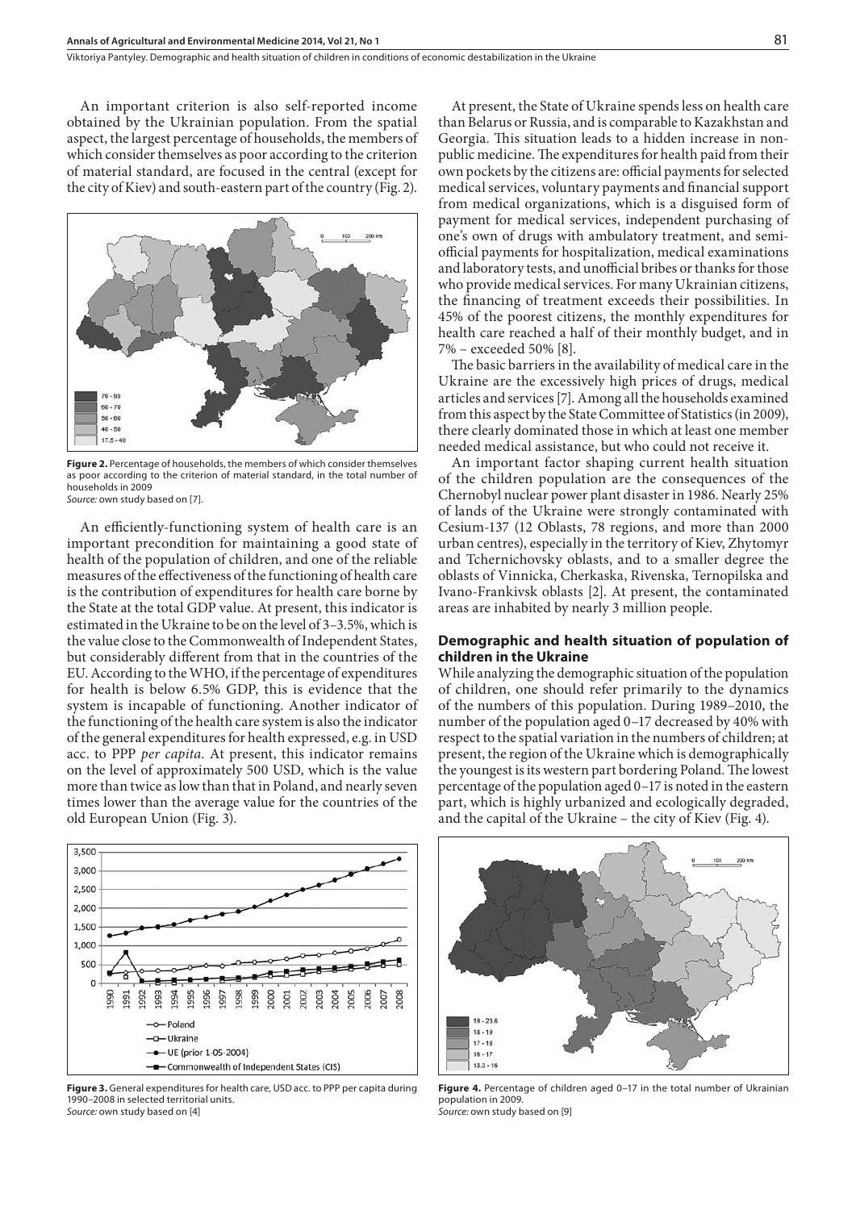An important criterion is also self-reported income obtained by the Ukrainian population. From the spatial aspect, the largest percentage of households, the members of which consider themselves as poor according to the criterion of material standard, are focused in the central (except for the city of Kiev) and south-eastern part of the country (Fig. 2).

**Figure 2.** Percentage of households, the members of which consider themselves as poor according to the criterion of material standard, in the total number of households in 2009
*Source:* own study based on [7].

An efficiently-functioning system of health care is an important precondition for maintaining a good state of health of the population of children, and one of the reliable measures of the effectiveness of the functioning of health care is the contribution of expenditures for health care borne by the State at the total GDP value. At present, this indicator is estimated in the Ukraine to be on the level of 3–3.5%, which is the value close to the Commonwealth of Independent States, but considerably different from that in the countries of the EU. According to the WHO, if the percentage of expenditures for health is below 6.5% GDP, this is evidence that the system is incapable of functioning. Another indicator of the functioning of the health care system is also the indicator of the general expenditures for health expressed, e.g. in USD acc. to PPP *per capita*. At present, this indicator remains on the level of approximately 500 USD, which is the value more than twice as low than that in Poland, and nearly seven times lower than the average value for the countries of the old European Union (Fig. 3).

**Figure 3.** General expenditures for health care, USD acc. to PPP per capita during 1990–2008 in selected territorial units.
*Source:* own study based on [4]

At present, the State of Ukraine spends less on health care than Belarus or Russia, and is comparable to Kazakhstan and Georgia. This situation leads to a hidden increase in non-public medicine. The expenditures for health paid from their own pockets by the citizens are: official payments for selected medical services, voluntary payments and financial support from medical organizations, which is a disguised form of payment for medical services, independent purchasing of one's own of drugs with ambulatory treatment, and semi-official payments for hospitalization, medical examinations and laboratory tests, and unofficial bribes or thanks for those who provide medical services. For many Ukrainian citizens, the financing of treatment exceeds their possibilities. In 45% of the poorest citizens, the monthly expenditures for health care reached a half of their monthly budget, and in 7% – exceeded 50% [8].

The basic barriers in the availability of medical care in the Ukraine are the excessively high prices of drugs, medical articles and services [7]. Among all the households examined from this aspect by the State Committee of Statistics (in 2009), there clearly dominated those in which at least one member needed medical assistance, but who could not receive it.

An important factor shaping current health situation of the children population are the consequences of the Chernobyl nuclear power plant disaster in 1986. Nearly 25% of lands of the Ukraine were strongly contaminated with Cesium-137 (12 Oblasts, 78 regions, and more than 2000 urban centres), especially in the territory of Kiev, Zhytomyr and Tchernichovsky oblasts, and to a smaller degree the oblasts of Vinnicka, Cherkaska, Rivenska, Ternopilska and Ivano-Frankivsk oblasts [2]. At present, the contaminated areas are inhabited by nearly 3 million people.

## Demographic and health situation of population of children in the Ukraine

While analyzing the demographic situation of the population of children, one should refer primarily to the dynamics of the numbers of this population. During 1989–2010, the number of the population aged 0–17 decreased by 40% with respect to the spatial variation in the numbers of children; at present, the region of the Ukraine which is demographically the youngest is its western part bordering Poland. The lowest percentage of the population aged 0–17 is noted in the eastern part, which is highly urbanized and ecologically degraded, and the capital of the Ukraine – the city of Kiev (Fig. 4).

**Figure 4.** Percentage of children aged 0–17 in the total number of Ukrainian population in 2009.
*Source:* own study based on [9]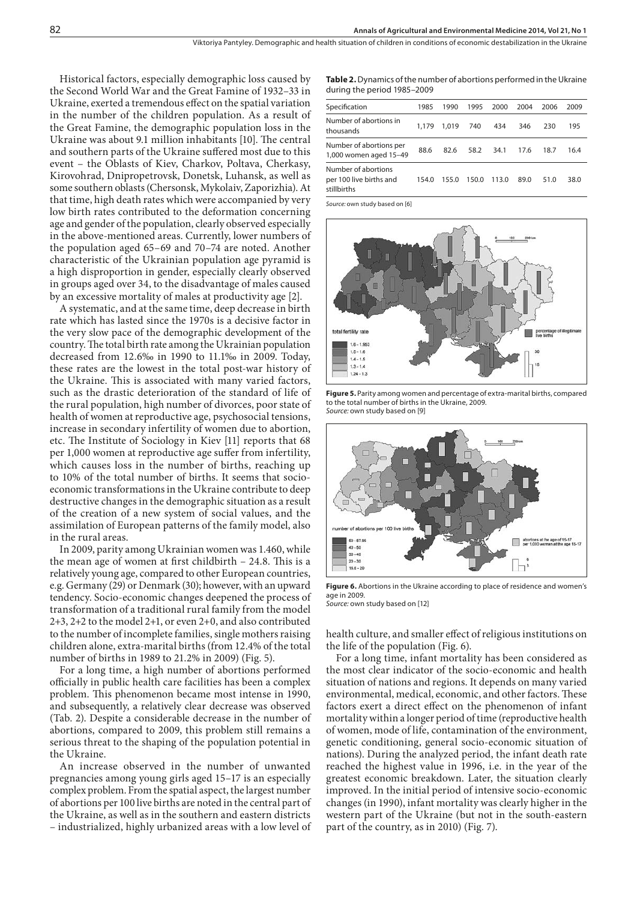Historical factors, especially demographic loss caused by the Second World War and the Great Famine of 1932–33 in Ukraine, exerted a tremendous effect on the spatial variation in the number of the children population. As a result of the Great Famine, the demographic population loss in the Ukraine was about 9.1 million inhabitants [10]. The central and southern parts of the Ukraine suffered most due to this event – the Oblasts of Kiev, Charkov, Poltava, Cherkasy, Kirovohrad, Dnipropetrovsk, Donetsk, Luhansk, as well as some southern oblasts (Chersonsk, Mykolaiv, Zaporizhia). At that time, high death rates which were accompanied by very low birth rates contributed to the deformation concerning age and gender of the population, clearly observed especially in the above-mentioned areas. Currently, lower numbers of the population aged 65–69 and 70–74 are noted. Another characteristic of the Ukrainian population age pyramid is a high disproportion in gender, especially clearly observed in groups aged over 34, to the disadvantage of males caused by an excessive mortality of males at productivity age [2].

A systematic, and at the same time, deep decrease in birth rate which has lasted since the 1970s is a decisive factor in the very slow pace of the demographic development of the country. The total birth rate among the Ukrainian population decreased from 12.6‰ in 1990 to 11.1‰ in 2009. Today, these rates are the lowest in the total post-war history of the Ukraine. This is associated with many varied factors, such as the drastic deterioration of the standard of life of the rural population, high number of divorces, poor state of health of women at reproductive age, psychosocial tensions, increase in secondary infertility of women due to abortion, etc. The Institute of Sociology in Kiev [11] reports that 68 per 1,000 women at reproductive age suffer from infertility, which causes loss in the number of births, reaching up to 10% of the total number of births. It seems that socio-economic transformations in the Ukraine contribute to deep destructive changes in the demographic situation as a result of the creation of a new system of social values, and the assimilation of European patterns of the family model, also in the rural areas.

In 2009, parity among Ukrainian women was 1.460, while the mean age of women at first childbirth – 24.8. This is a relatively young age, compared to other European countries, e.g. Germany (29) or Denmark (30); however, with an upward tendency. Socio-economic changes deepened the process of transformation of a traditional rural family from the model 2+3, 2+2 to the model 2+1, or even 2+0, and also contributed to the number of incomplete families, single mothers raising children alone, extra-marital births (from 12.4% of the total number of births in 1989 to 21.2% in 2009) (Fig. 5).

For a long time, a high number of abortions performed officially in public health care facilities has been a complex problem. This phenomenon became most intense in 1990, and subsequently, a relatively clear decrease was observed (Tab. 2). Despite a considerable decrease in the number of abortions, compared to 2009, this problem still remains a serious threat to the shaping of the population potential in the Ukraine.

An increase observed in the number of unwanted pregnancies among young girls aged 15–17 is an especially complex problem. From the spatial aspect, the largest number of abortions per 100 live births are noted in the central part of the Ukraine, as well as in the southern and eastern districts – industrialized, highly urbanized areas with a low level of health culture, and smaller effect of religious institutions on the life of the population (Fig. 6).

**Table 2.** Dynamics of the number of abortions performed in the Ukraine during the period 1985–2009

| Specification | 1985 | 1990 | 1995 | 2000 | 2004 | 2006 | 2009 |
|---|---|---|---|---|---|---|---|
| Number of abortions in thousands | 1,179 | 1,019 | 740 | 434 | 346 | 230 | 195 |
| Number of abortions per 1,000 women aged 15–49 | 88.6 | 82.6 | 58.2 | 34.1 | 17.6 | 18.7 | 16.4 |
| Number of abortions per 100 live births and stillbirths | 154.0 | 155.0 | 150.0 | 113.0 | 89.0 | 51.0 | 38.0 |

*Source:* own study based on [6]

**Figure 5.** Parity among women and percentage of extra-marital births, compared to the total number of births in the Ukraine, 2009.
*Source:* own study based on [9]

**Figure 6.** Abortions in the Ukraine according to place of residence and women's age in 2009.
*Source:* own study based on [12]

For a long time, infant mortality has been considered as the most clear indicator of the socio-economic and health situation of nations and regions. It depends on many varied environmental, medical, economic, and other factors. These factors exert a direct effect on the phenomenon of infant mortality within a longer period of time (reproductive health of women, mode of life, contamination of the environment, genetic conditioning, general socio-economic situation of nations). During the analyzed period, the infant death rate reached the highest value in 1996, i.e. in the year of the greatest economic breakdown. Later, the situation clearly improved. In the initial period of intensive socio-economic changes (in 1990), infant mortality was clearly higher in the western part of the Ukraine (but not in the south-eastern part of the country, as in 2010) (Fig. 7).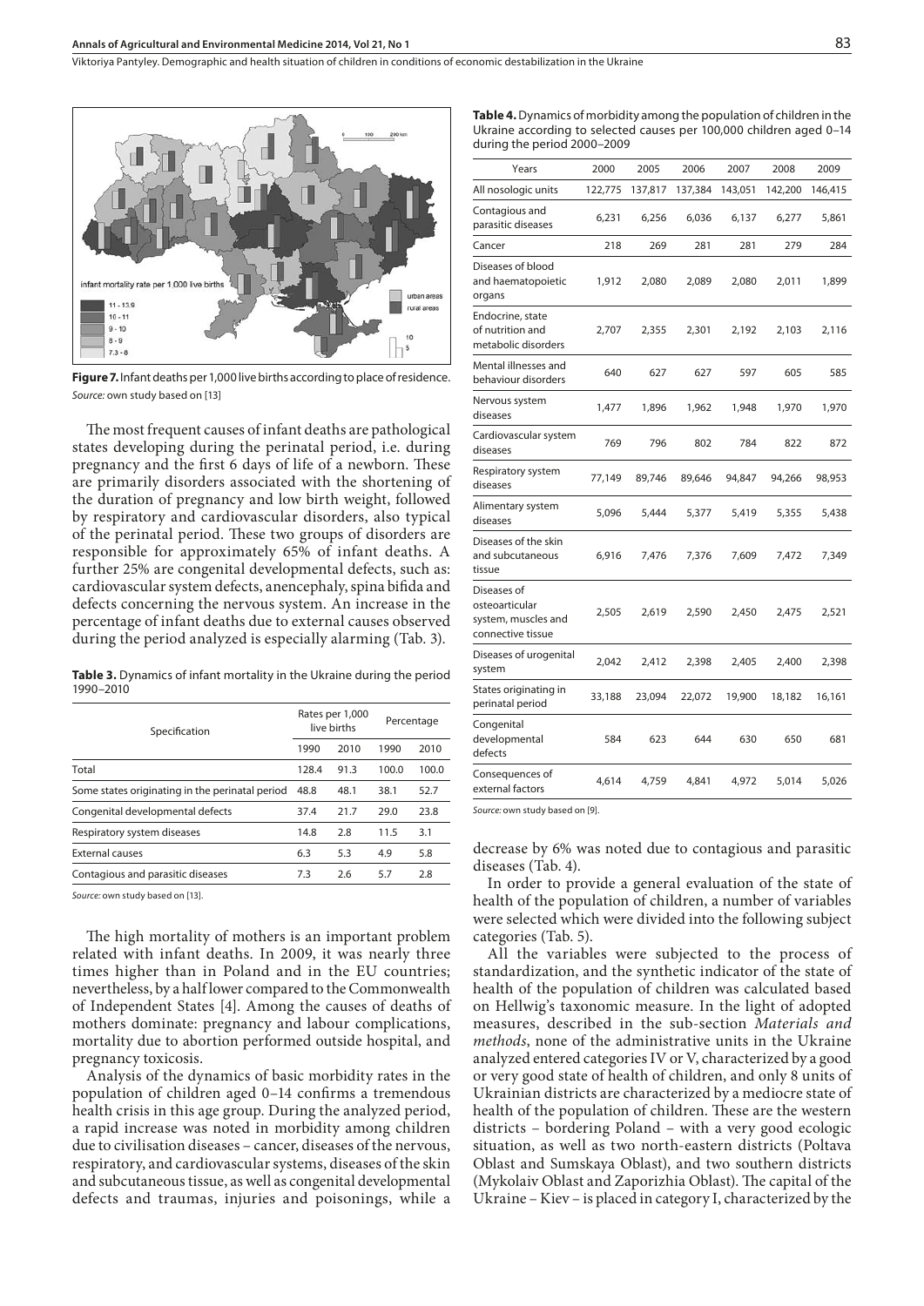**Figure 7.** Infant deaths per 1,000 live births according to place of residence.
*Source:* own study based on [13]

The most frequent causes of infant deaths are pathological states developing during the perinatal period, i.e. during pregnancy and the first 6 days of life of a newborn. These are primarily disorders associated with the shortening of the duration of pregnancy and low birth weight, followed by respiratory and cardiovascular disorders, also typical of the perinatal period. These two groups of disorders are responsible for approximately 65% of infant deaths. A further 25% are congenital developmental defects, such as: cardiovascular system defects, anencephaly, spina bifida and defects concerning the nervous system. An increase in the percentage of infant deaths due to external causes observed during the period analyzed is especially alarming (Tab. 3).

**Table 3.** Dynamics of infant mortality in the Ukraine during the period 1990–2010

| Specification | Rates per 1,000 live births | | Percentage | |
|---|---|---|---|---|
| | 1990 | 2010 | 1990 | 2010 |
| Total | 128.4 | 91.3 | 100.0 | 100.0 |
| Some states originating in the perinatal period | 48.8 | 48.1 | 38.1 | 52.7 |
| Congenital developmental defects | 37.4 | 21.7 | 29.0 | 23.8 |
| Respiratory system diseases | 14.8 | 2.8 | 11.5 | 3.1 |
| External causes | 6.3 | 5.3 | 4.9 | 5.8 |
| Contagious and parasitic diseases | 7.3 | 2.6 | 5.7 | 2.8 |

*Source:* own study based on [13].

The high mortality of mothers is an important problem related with infant deaths. In 2009, it was nearly three times higher than in Poland and in the EU countries; nevertheless, by a half lower compared to the Commonwealth of Independent States [4]. Among the causes of deaths of mothers dominate: pregnancy and labour complications, mortality due to abortion performed outside hospital, and pregnancy toxicosis.

Analysis of the dynamics of basic morbidity rates in the population of children aged 0–14 confirms a tremendous health crisis in this age group. During the analyzed period, a rapid increase was noted in morbidity among children due to civilisation diseases – cancer, diseases of the nervous, respiratory, and cardiovascular systems, diseases of the skin and subcutaneous tissue, as well as congenital developmental defects and traumas, injuries and poisonings, while a decrease by 6% was noted due to contagious and parasitic diseases (Tab. 4).

**Table 4.** Dynamics of morbidity among the population of children in the Ukraine according to selected causes per 100,000 children aged 0–14 during the period 2000–2009

| Years | 2000 | 2005 | 2006 | 2007 | 2008 | 2009 |
|---|---|---|---|---|---|---|
| All nosologic units | 122,775 | 137,817 | 137,384 | 143,051 | 142,200 | 146,415 |
| Contagious and parasitic diseases | 6,231 | 6,256 | 6,036 | 6,137 | 6,277 | 5,861 |
| Cancer | 218 | 269 | 281 | 281 | 279 | 284 |
| Diseases of blood and haematopoietic organs | 1,912 | 2,080 | 2,089 | 2,080 | 2,011 | 1,899 |
| Endocrine, state of nutrition and metabolic disorders | 2,707 | 2,355 | 2,301 | 2,192 | 2,103 | 2,116 |
| Mental illnesses and behaviour disorders | 640 | 627 | 627 | 597 | 605 | 585 |
| Nervous system diseases | 1,477 | 1,896 | 1,962 | 1,948 | 1,970 | 1,970 |
| Cardiovascular system diseases | 769 | 796 | 802 | 784 | 822 | 872 |
| Respiratory system diseases | 77,149 | 89,746 | 89,646 | 94,847 | 94,266 | 98,953 |
| Alimentary system diseases | 5,096 | 5,444 | 5,377 | 5,419 | 5,355 | 5,438 |
| Diseases of the skin and subcutaneous tissue | 6,916 | 7,476 | 7,376 | 7,609 | 7,472 | 7,349 |
| Diseases of osteoarticular system, muscles and connective tissue | 2,505 | 2,619 | 2,590 | 2,450 | 2,475 | 2,521 |
| Diseases of urogenital system | 2,042 | 2,412 | 2,398 | 2,405 | 2,400 | 2,398 |
| States originating in perinatal period | 33,188 | 23,094 | 22,072 | 19,900 | 18,182 | 16,161 |
| Congenital developmental defects | 584 | 623 | 644 | 630 | 650 | 681 |
| Consequences of external factors | 4,614 | 4,759 | 4,841 | 4,972 | 5,014 | 5,026 |

*Source:* own study based on [9].

In order to provide a general evaluation of the state of health of the population of children, a number of variables were selected which were divided into the following subject categories (Tab. 5).

All the variables were subjected to the process of standardization, and the synthetic indicator of the state of health of the population of children was calculated based on Hellwig's taxonomic measure. In the light of adopted measures, described in the sub-section *Materials and methods*, none of the administrative units in the Ukraine analyzed entered categories IV or V, characterized by a good or very good state of health of children, and only 8 units of Ukrainian districts are characterized by a mediocre state of health of the population of children. These are the western districts – bordering Poland – with a very good ecologic situation, as well as two north-eastern districts (Poltava Oblast and Sumskaya Oblast), and two southern districts (Mykolaiv Oblast and Zaporizhia Oblast). The capital of the Ukraine – Kiev – is placed in category I, characterized by the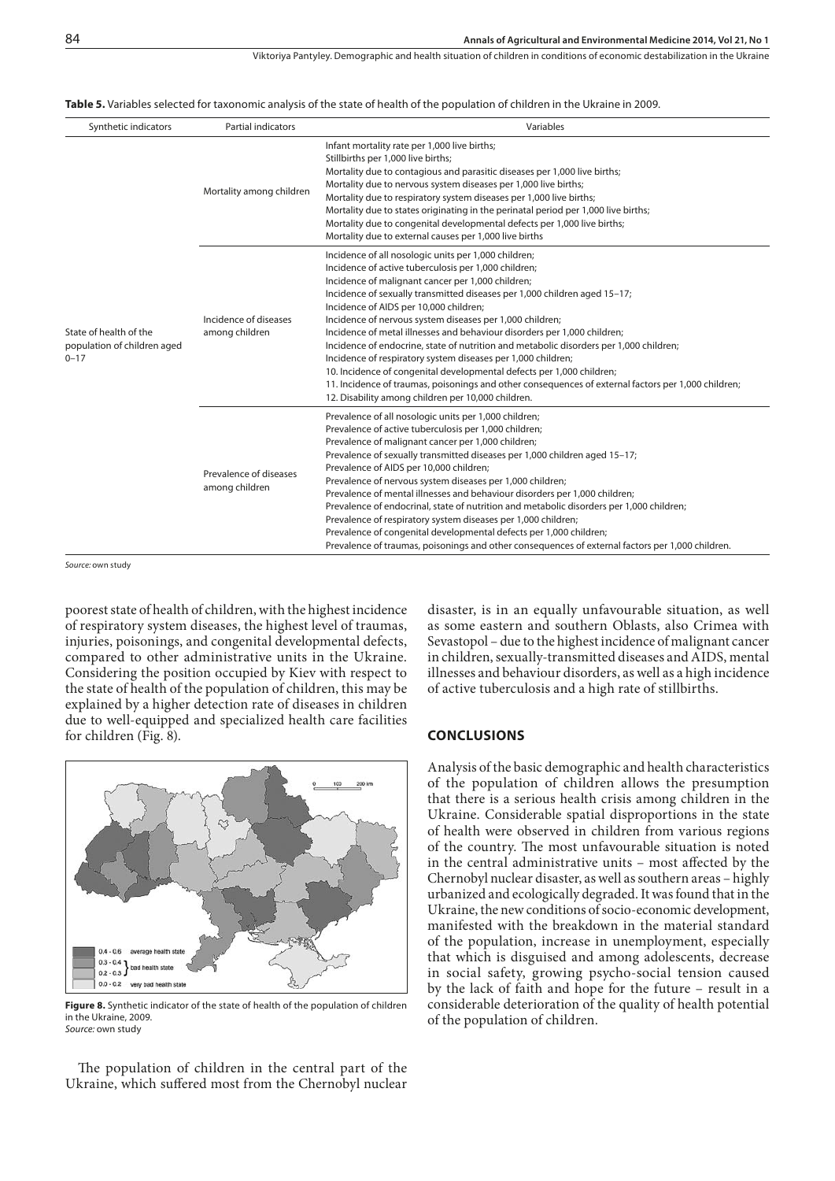**Table 5.** Variables selected for taxonomic analysis of the state of health of the population of children in the Ukraine in 2009.

| Synthetic indicators | Partial indicators | Variables |
|---|---|---|
| State of health of the population of children aged 0–17 | Mortality among children | Infant mortality rate per 1,000 live births; Stillbirths per 1,000 live births; Mortality due to contagious and parasitic diseases per 1,000 live births; Mortality due to nervous system diseases per 1,000 live births; Mortality due to respiratory system diseases per 1,000 live births; Mortality due to states originating in the perinatal period per 1,000 live births; Mortality due to congenital developmental defects per 1,000 live births; Mortality due to external causes per 1,000 live births |
| | Incidence of diseases among children | Incidence of all nosologic units per 1,000 children; Incidence of active tuberculosis per 1,000 children; Incidence of malignant cancer per 1,000 children; Incidence of sexually transmitted diseases per 1,000 children aged 15–17; Incidence of AIDS per 10,000 children; Incidence of nervous system diseases per 1,000 children; Incidence of metal illnesses and behaviour disorders per 1,000 children; Incidence of endocrine, state of nutrition and metabolic disorders per 1,000 children; Incidence of respiratory system diseases per 1,000 children; 10. Incidence of congenital developmental defects per 1,000 children; 11. Incidence of traumas, poisonings and other consequences of external factors per 1,000 children; 12. Disability among children per 10,000 children. |
| | Prevalence of diseases among children | Prevalence of all nosologic units per 1,000 children; Prevalence of active tuberculosis per 1,000 children; Prevalence of malignant cancer per 1,000 children; Prevalence of sexually transmitted diseases per 1,000 children aged 15–17; Prevalence of AIDS per 10,000 children; Prevalence of nervous system diseases per 1,000 children; Prevalence of mental illnesses and behaviour disorders per 1,000 children; Prevalence of endocrinal, state of nutrition and metabolic disorders per 1,000 children; Prevalence of respiratory system diseases per 1,000 children; Prevalence of congenital developmental defects per 1,000 children; Prevalence of traumas, poisonings and other consequences of external factors per 1,000 children. |

*Source:* own study

poorest state of health of children, with the highest incidence of respiratory system diseases, the highest level of traumas, injuries, poisonings, and congenital developmental defects, compared to other administrative units in the Ukraine. Considering the position occupied by Kiev with respect to the state of health of the population of children, this may be explained by a higher detection rate of diseases in children due to well-equipped and specialized health care facilities for children (Fig. 8).

**Figure 8.** Synthetic indicator of the state of health of the population of children in the Ukraine, 2009.
*Source:* own study

The population of children in the central part of the Ukraine, which suffered most from the Chernobyl nuclear disaster, is in an equally unfavourable situation, as well as some eastern and southern Oblasts, also Crimea with Sevastopol – due to the highest incidence of malignant cancer in children, sexually-transmitted diseases and AIDS, mental illnesses and behaviour disorders, as well as a high incidence of active tuberculosis and a high rate of stillbirths.

## CONCLUSIONS

Analysis of the basic demographic and health characteristics of the population of children allows the presumption that there is a serious health crisis among children in the Ukraine. Considerable spatial disproportions in the state of health were observed in children from various regions of the country. The most unfavourable situation is noted in the central administrative units – most affected by the Chernobyl nuclear disaster, as well as southern areas – highly urbanized and ecologically degraded. It was found that in the Ukraine, the new conditions of socio-economic development, manifested with the breakdown in the material standard of the population, increase in unemployment, especially that which is disguised and among adolescents, decrease in social safety, growing psycho-social tension caused by the lack of faith and hope for the future – result in a considerable deterioration of the quality of health potential of the population of children.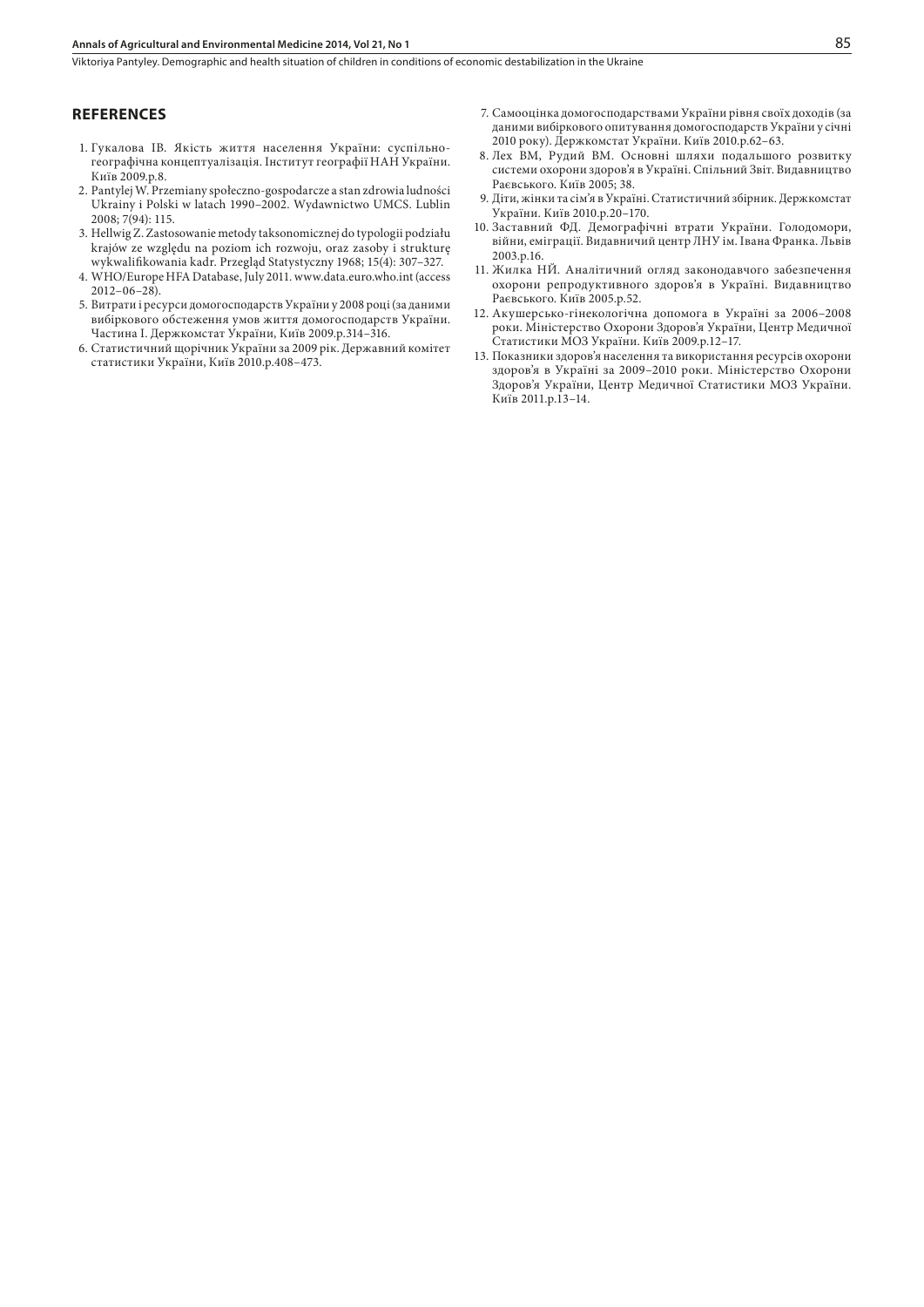## REFERENCES

1. Гукалова ІВ. Якість життя населення України: суспільно-географічна концептуалізація. Інститут географії НАН України. Київ 2009.p.8.
2. Pantylej W. Przemiany społeczno-gospodarcze a stan zdrowia ludności Ukrainy i Polski w latach 1990–2002. Wydawnictwo UMCS. Lublin 2008; 7(94): 115.
3. Hellwig Z. Zastosowanie metody taksonomicznej do typologii podziału krajów ze względu na poziom ich rozwoju, oraz zasoby i strukturę wykwalifikowania kadr. Przegląd Statystyczny 1968; 15(4): 307–327.
4. WHO/Europe HFA Database, July 2011. www.data.euro.who.int (access 2012–06–28).
5. Витрати і ресурси домогосподарств України у 2008 році (за даними вибіркового обстеження умов життя домогосподарств України. Частина І. Держкомстат України, Київ 2009.p.314–316.
6. Статистичний щорічник України за 2009 рік. Державний комітет статистики України, Київ 2010.p.408–473.
7. Самооцінка домогосподарствами України рівня своїх доходів (за даними вибіркового опитування домогосподарств України у січні 2010 року). Держкомстат України. Київ 2010.p.62–63.
8. Лех ВМ, Рудий ВМ. Основні шляхи подальшого розвитку системи охорони здоров'я в Україні. Спільний Звіт. Видавництво Раєвського. Київ 2005; 38.
9. Діти, жінки та сім'я в Україні. Статистичний збірник. Держкомстат України. Київ 2010.p.20–170.
10. Заставний ФД. Демографічні втрати України. Голодомори, війни, еміграції. Видавничий центр ЛНУ ім. Івана Франка. Львів 2003.p.16.
11. Жилка НЙ. Аналітичний огляд законодавчого забезпечення охорони репродуктивного здоров'я в Україні. Видавництво Раєвського. Київ 2005.p.52.
12. Акушерсько-гінекологічна допомога в Україні за 2006–2008 роки. Міністерство Охорони Здоров'я України, Центр Медичної Статистики МОЗ України. Київ 2009.p.12–17.
13. Показники здоров'я населення та використання ресурсів охорони здоров'я в Україні за 2009–2010 роки. Міністерство Охорони Здоров'я України, Центр Медичної Статистики МОЗ України. Київ 2011.p.13–14.